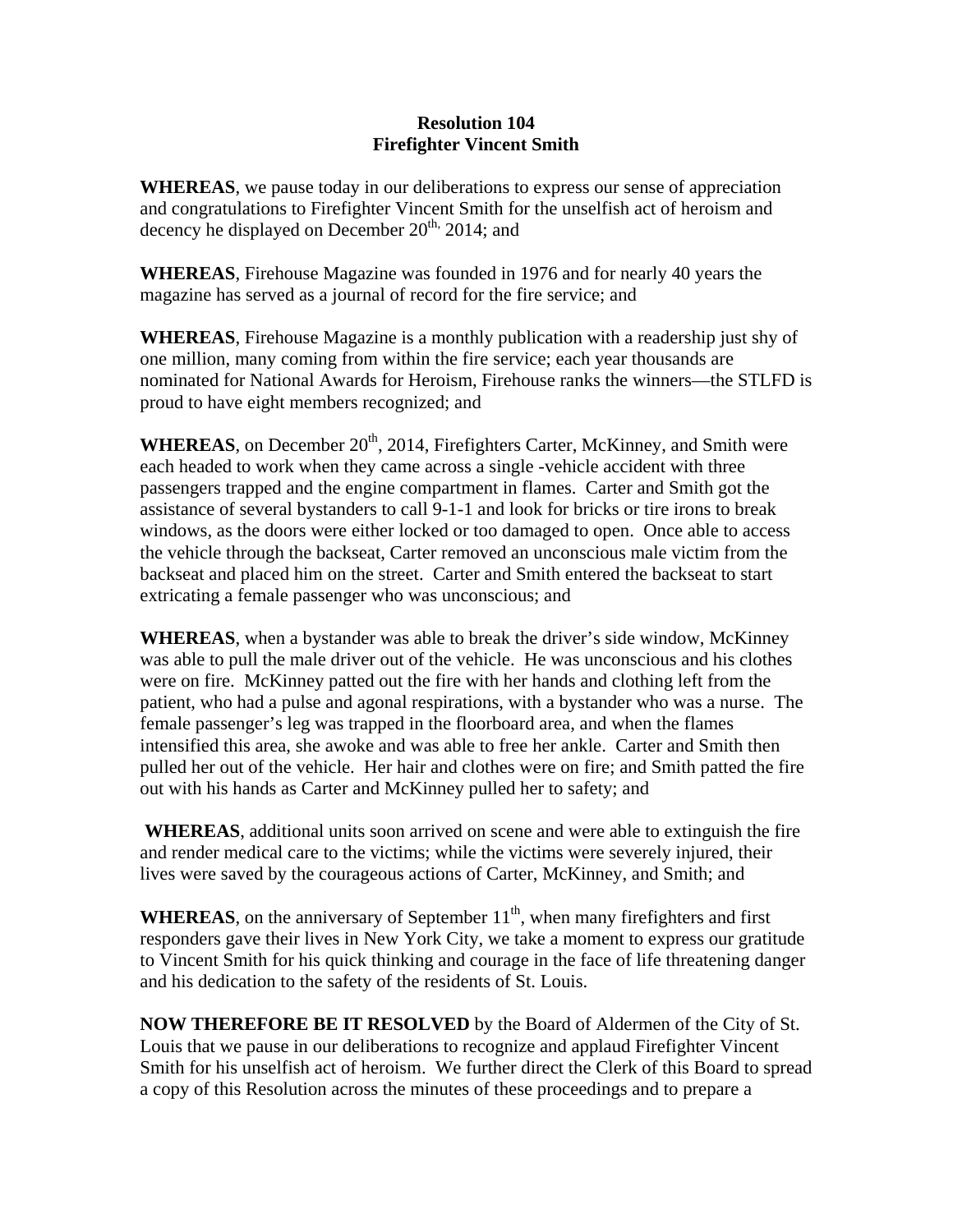**Resolution 104**
**Firefighter Vincent Smith**

**WHEREAS**, we pause today in our deliberations to express our sense of appreciation and congratulations to Firefighter Vincent Smith for the unselfish act of heroism and decency he displayed on December 20th, 2014; and

**WHEREAS**, Firehouse Magazine was founded in 1976 and for nearly 40 years the magazine has served as a journal of record for the fire service; and

**WHEREAS**, Firehouse Magazine is a monthly publication with a readership just shy of one million, many coming from within the fire service; each year thousands are nominated for National Awards for Heroism, Firehouse ranks the winners—the STLFD is proud to have eight members recognized; and

**WHEREAS**, on December 20th, 2014, Firefighters Carter, McKinney, and Smith were each headed to work when they came across a single -vehicle accident with three passengers trapped and the engine compartment in flames. Carter and Smith got the assistance of several bystanders to call 9-1-1 and look for bricks or tire irons to break windows, as the doors were either locked or too damaged to open. Once able to access the vehicle through the backseat, Carter removed an unconscious male victim from the backseat and placed him on the street. Carter and Smith entered the backseat to start extricating a female passenger who was unconscious; and

**WHEREAS**, when a bystander was able to break the driver's side window, McKinney was able to pull the male driver out of the vehicle. He was unconscious and his clothes were on fire. McKinney patted out the fire with her hands and clothing left from the patient, who had a pulse and agonal respirations, with a bystander who was a nurse. The female passenger's leg was trapped in the floorboard area, and when the flames intensified this area, she awoke and was able to free her ankle. Carter and Smith then pulled her out of the vehicle. Her hair and clothes were on fire; and Smith patted the fire out with his hands as Carter and McKinney pulled her to safety; and

**WHEREAS**, additional units soon arrived on scene and were able to extinguish the fire and render medical care to the victims; while the victims were severely injured, their lives were saved by the courageous actions of Carter, McKinney, and Smith; and

**WHEREAS**, on the anniversary of September 11th, when many firefighters and first responders gave their lives in New York City, we take a moment to express our gratitude to Vincent Smith for his quick thinking and courage in the face of life threatening danger and his dedication to the safety of the residents of St. Louis.

**NOW THEREFORE BE IT RESOLVED** by the Board of Aldermen of the City of St. Louis that we pause in our deliberations to recognize and applaud Firefighter Vincent Smith for his unselfish act of heroism. We further direct the Clerk of this Board to spread a copy of this Resolution across the minutes of these proceedings and to prepare a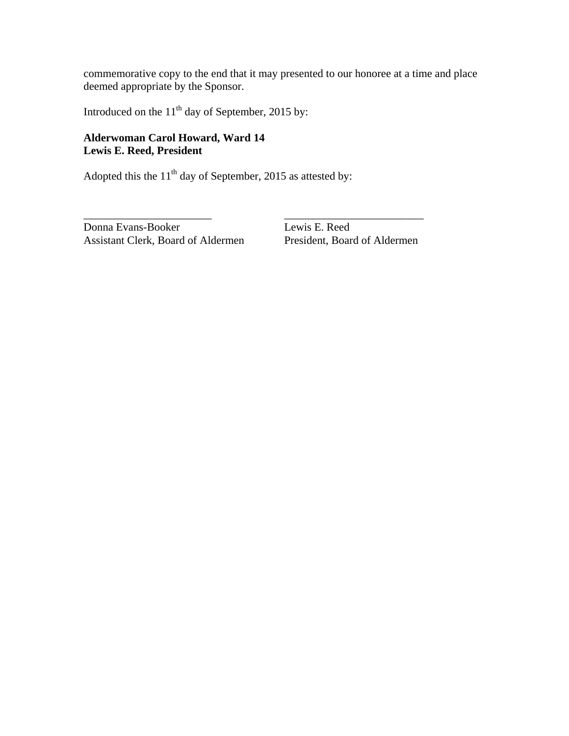commemorative copy to the end that it may presented to our honoree at a time and place deemed appropriate by the Sponsor.

Introduced on the 11th day of September, 2015 by:

**Alderwoman Carol Howard, Ward 14**
**Lewis E. Reed, President**

Adopted this the 11th day of September, 2015 as attested by:

| | |
|---|---|
| _______________________ | _________________________ |
| Donna Evans-Booker | Lewis E. Reed |
| Assistant Clerk, Board of Aldermen | President, Board of Aldermen |